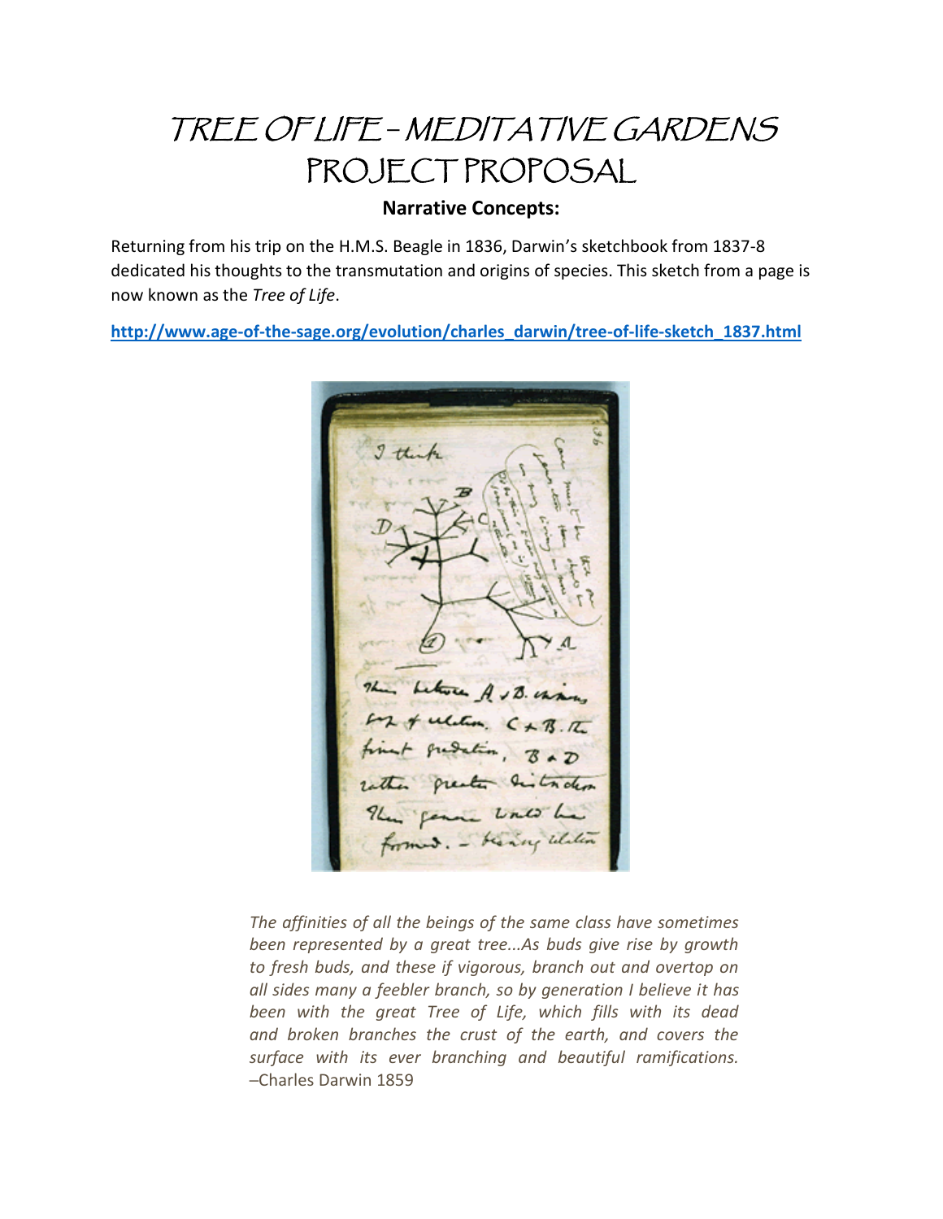# TREE OF LIFE – MEDITATIVE GARDENS PROJECT PROPOSAL

**Narrative Concepts:**

Returning from his trip on the H.M.S. Beagle in 1836, Darwin's sketchbook from 1837-8 dedicated his thoughts to the transmutation and origins of species. This sketch from a page is now known as the *Tree of Life*.

http://www.age-of-the-sage.org/evolution/charles_darwin/tree-of-life-sketch_1837.html

*The affinities of all the beings of the same class have sometimes been represented by a great tree...As buds give rise by growth to fresh buds, and these if vigorous, branch out and overtop on all sides many a feebler branch, so by generation I believe it has been with the great Tree of Life, which fills with its dead and broken branches the crust of the earth, and covers the surface with its ever branching and beautiful ramifications.* –Charles Darwin 1859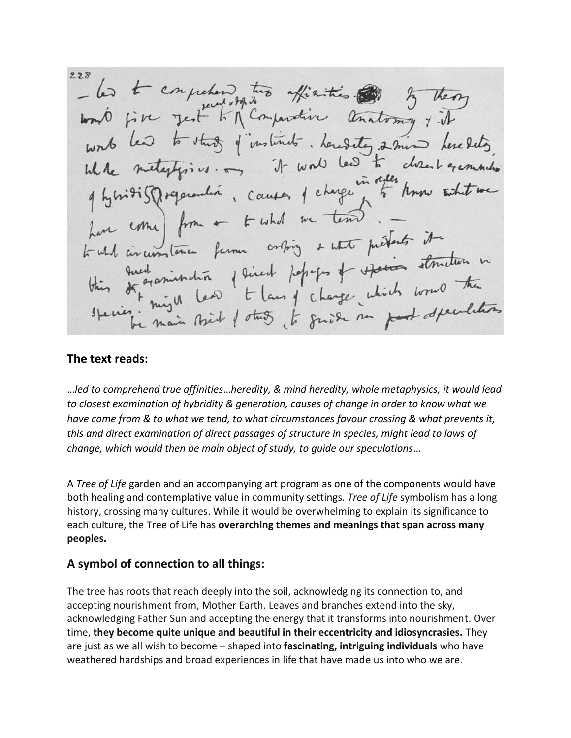228
— led to comprehend true affinities. My theory would give zest to recent & fossil Comparative Anatomy; & it would lead to study of instincts, heredity, & mind heredity, whole metaphysics. — it would lead to closest examination of hybridity & regeneration, causes of change in order to know what we have come from & to what we tend. — to what circumstances favour crossing & what prevents it — this & direct examination of direct passages of structure in species, might lead to laws of change, which would then be main object of study, to guide our past speculations

## The text reads:

*…led to comprehend true affinities…heredity, & mind heredity, whole metaphysics, it would lead to closest examination of hybridity & generation, causes of change in order to know what we have come from & to what we tend, to what circumstances favour crossing & what prevents it, this and direct examination of direct passages of structure in species, might lead to laws of change, which would then be main object of study, to guide our speculations…*

A *Tree of Life* garden and an accompanying art program as one of the components would have both healing and contemplative value in community settings. *Tree of Life* symbolism has a long history, crossing many cultures. While it would be overwhelming to explain its significance to each culture, the Tree of Life has **overarching themes and meanings that span across many peoples.**

## A symbol of connection to all things:

The tree has roots that reach deeply into the soil, acknowledging its connection to, and accepting nourishment from, Mother Earth. Leaves and branches extend into the sky, acknowledging Father Sun and accepting the energy that it transforms into nourishment. Over time, **they become quite unique and beautiful in their eccentricity and idiosyncrasies.** They are just as we all wish to become – shaped into **fascinating, intriguing individuals** who have weathered hardships and broad experiences in life that have made us into who we are.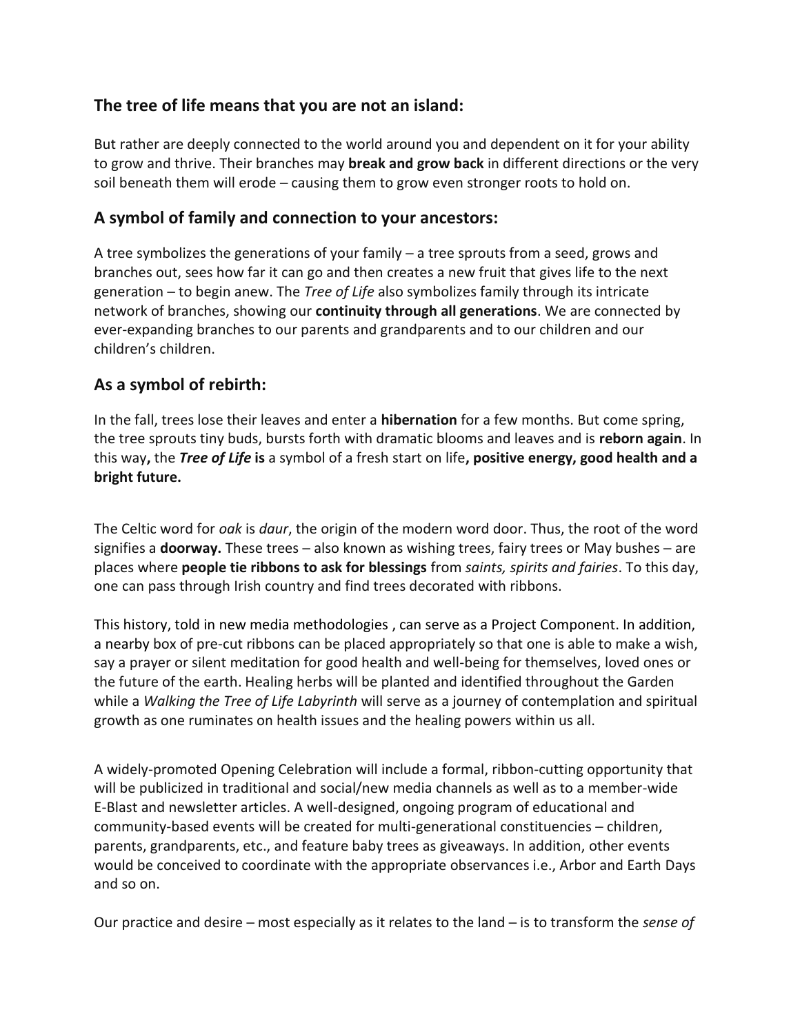## The tree of life means that you are not an island:

But rather are deeply connected to the world around you and dependent on it for your ability to grow and thrive. Their branches may **break and grow back** in different directions or the very soil beneath them will erode – causing them to grow even stronger roots to hold on.

## A symbol of family and connection to your ancestors:

A tree symbolizes the generations of your family – a tree sprouts from a seed, grows and branches out, sees how far it can go and then creates a new fruit that gives life to the next generation – to begin anew. The *Tree of Life* also symbolizes family through its intricate network of branches, showing our **continuity through all generations**. We are connected by ever-expanding branches to our parents and grandparents and to our children and our children's children.

## As a symbol of rebirth:

In the fall, trees lose their leaves and enter a **hibernation** for a few months. But come spring, the tree sprouts tiny buds, bursts forth with dramatic blooms and leaves and is **reborn again**. In this way**,** the ***Tree of Life*** **is** a symbol of a fresh start on life**, positive energy, good health and a bright future.**

The Celtic word for *oak* is *daur*, the origin of the modern word door. Thus, the root of the word signifies a **doorway.** These trees – also known as wishing trees, fairy trees or May bushes – are places where **people tie ribbons to ask for blessings** from *saints, spirits and fairies*. To this day, one can pass through Irish country and find trees decorated with ribbons.

This history, told in new media methodologies , can serve as a Project Component. In addition, a nearby box of pre-cut ribbons can be placed appropriately so that one is able to make a wish, say a prayer or silent meditation for good health and well-being for themselves, loved ones or the future of the earth. Healing herbs will be planted and identified throughout the Garden while a *Walking the Tree of Life Labyrinth* will serve as a journey of contemplation and spiritual growth as one ruminates on health issues and the healing powers within us all.

A widely-promoted Opening Celebration will include a formal, ribbon-cutting opportunity that will be publicized in traditional and social/new media channels as well as to a member-wide E-Blast and newsletter articles. A well-designed, ongoing program of educational and community-based events will be created for multi-generational constituencies – children, parents, grandparents, etc., and feature baby trees as giveaways. In addition, other events would be conceived to coordinate with the appropriate observances i.e., Arbor and Earth Days and so on.

Our practice and desire – most especially as it relates to the land – is to transform the *sense of*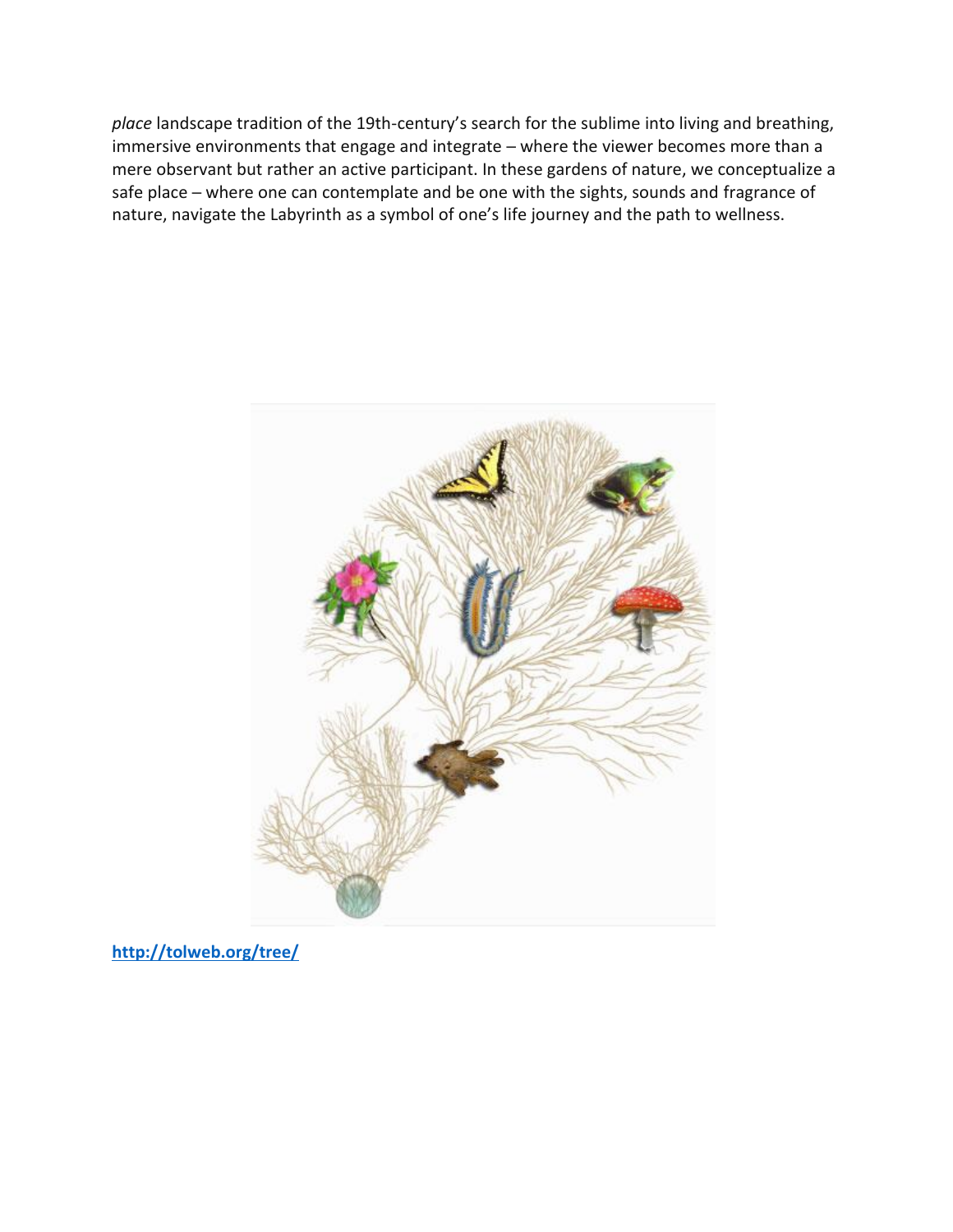*place* landscape tradition of the 19th-century's search for the sublime into living and breathing, immersive environments that engage and integrate – where the viewer becomes more than a mere observant but rather an active participant. In these gardens of nature, we conceptualize a safe place – where one can contemplate and be one with the sights, sounds and fragrance of nature, navigate the Labyrinth as a symbol of one's life journey and the path to wellness.

**http://tolweb.org/tree/**